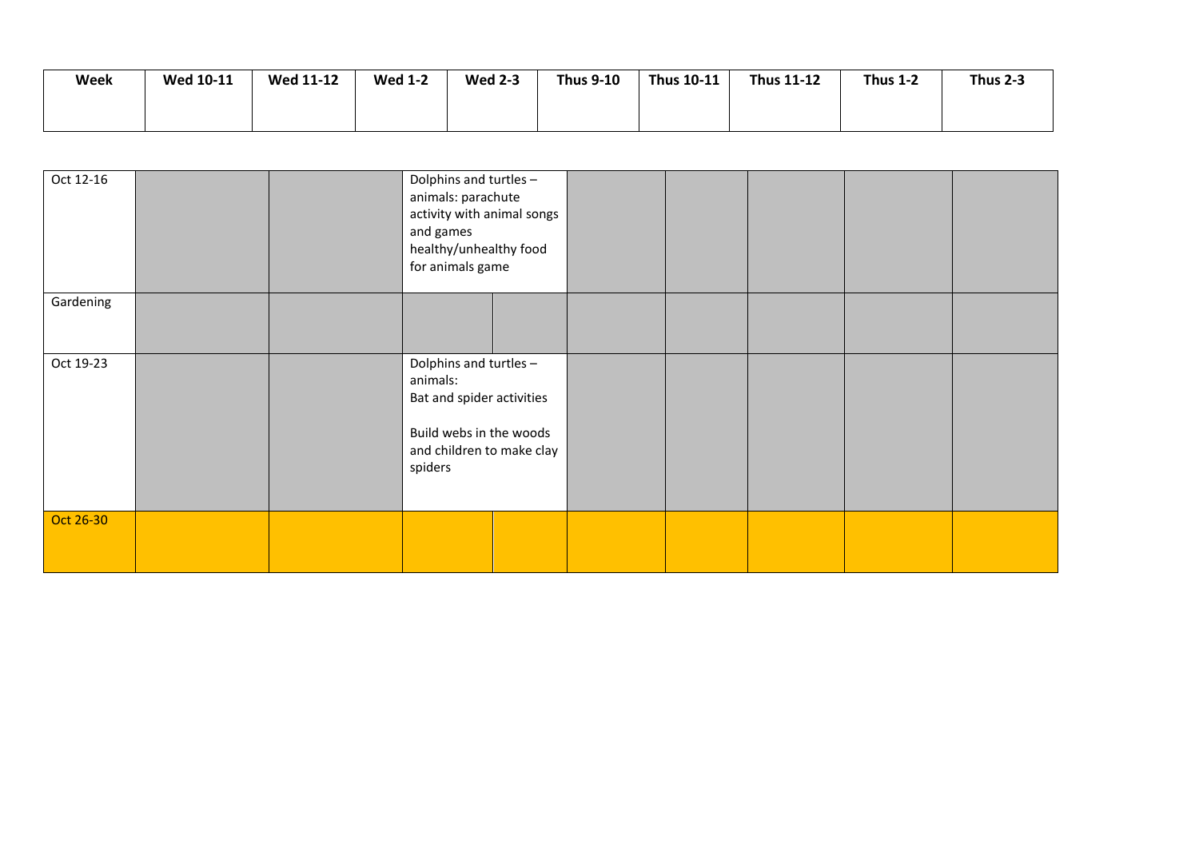| Week | Wed 10-11 | Wed 11-12 | Wed 1-2 | Wed 2-3 | Thus 9-10 | Thus 10-11 | Thus 11-12 | Thus 1-2 | Thus 2-3 |
|---|---|---|---|---|---|---|---|---|---|
| Oct 12-16 | | | Dolphins and turtles – animals: parachute activity with animal songs and games healthy/unhealthy food for animals game | | | | | | |
| Gardening | | | | | | | | | |
| Oct 19-23 | | | Dolphins and turtles – animals: Bat and spider activities<br><br>Build webs in the woods and children to make clay spiders | | | | | | |
| Oct 26-30 | | | | | | | | | |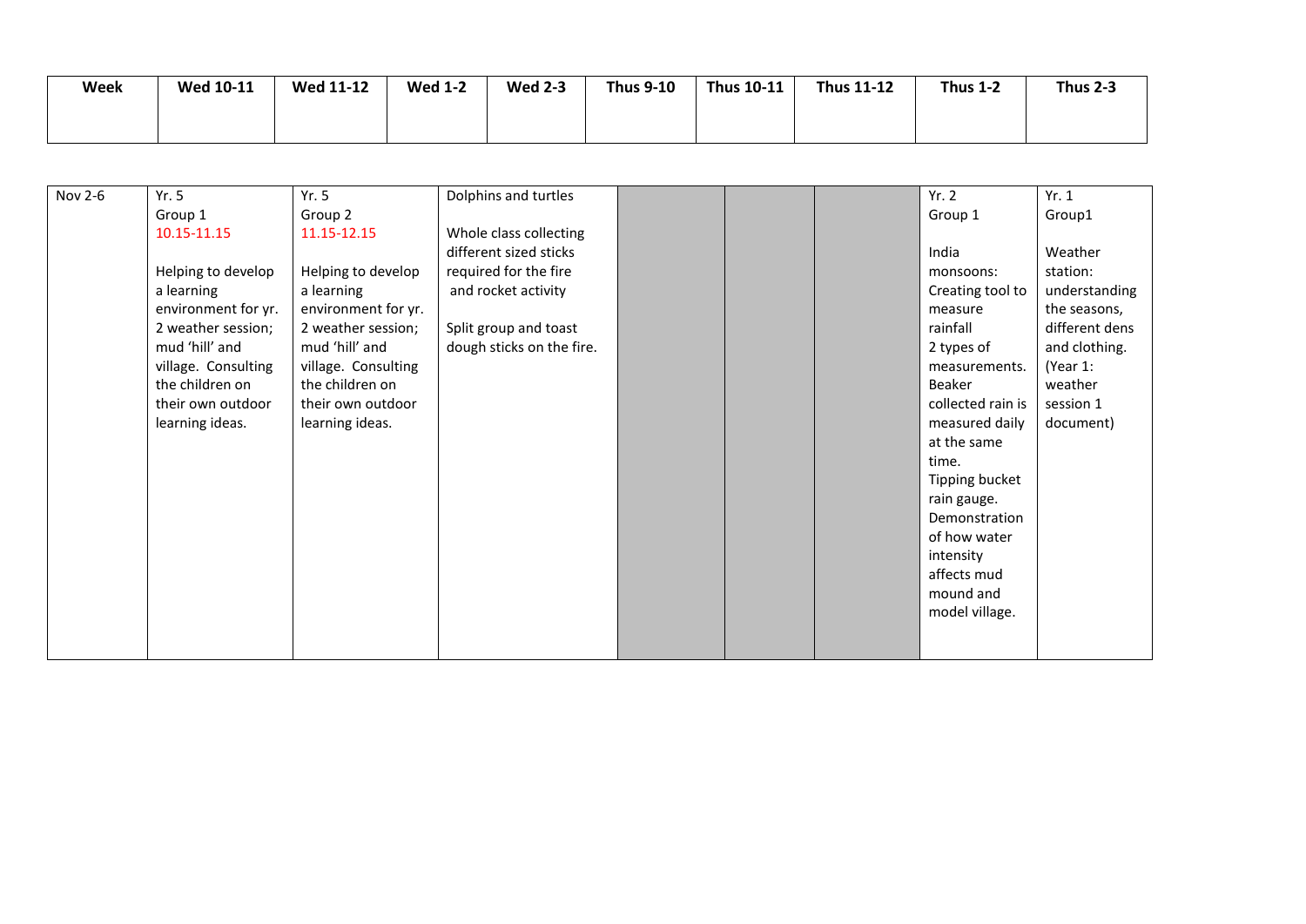| Week | Wed 10-11 | Wed 11-12 | Wed 1-2 | Wed 2-3 | Thus 9-10 | Thus 10-11 | Thus 11-12 | Thus 1-2 | Thus 2-3 |
|---|---|---|---|---|---|---|---|---|---|
| Nov 2-6 | Yr. 5 Group 1 10.15-11.15 Helping to develop a learning environment for yr. 2 weather session; mud 'hill' and village. Consulting the children on their own outdoor learning ideas. | Yr. 5 Group 2 11.15-12.15 Helping to develop a learning environment for yr. 2 weather session; mud 'hill' and village. Consulting the children on their own outdoor learning ideas. | Dolphins and turtles Whole class collecting different sized sticks required for the fire and rocket activity Split group and toast dough sticks on the fire. | | | | | Yr. 2 Group 1 India monsoons: Creating tool to measure rainfall 2 types of measurements. Beaker collected rain is measured daily at the same time. Tipping bucket rain gauge. Demonstration of how water intensity affects mud mound and model village. | Yr. 1 Group1 Weather station: understanding the seasons, different dens and clothing. (Year 1: weather session 1 document) |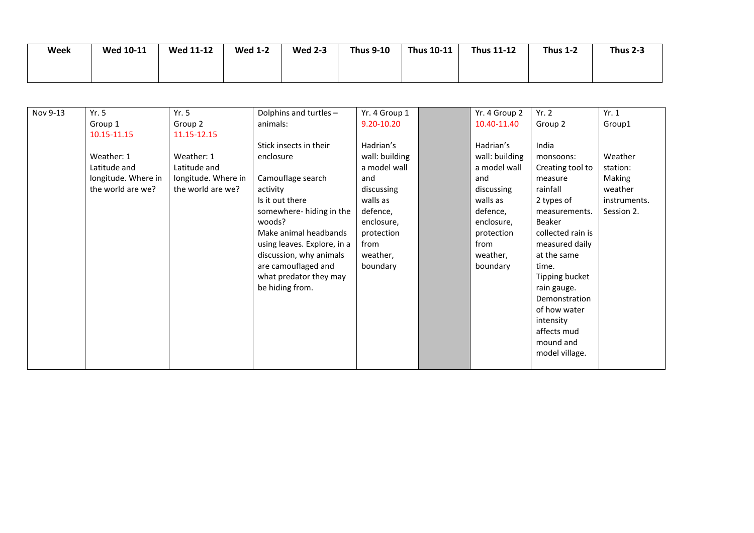| Week | Wed 10-11 | Wed 11-12 | Wed 1-2 | Wed 2-3 | Thus 9-10 | Thus 10-11 | Thus 11-12 | Thus 1-2 | Thus 2-3 |
|---|---|---|---|---|---|---|---|---|---|
| Nov 9-13 | Yr. 5 Group 1 10.15-11.15<br><br>Weather: 1 Latitude and longitude. Where in the world are we? | Yr. 5 Group 2 11.15-12.15<br><br>Weather: 1 Latitude and longitude. Where in the world are we? | Dolphins and turtles – animals:<br><br>Stick insects in their enclosure<br><br>Camouflage search activity Is it out there somewhere- hiding in the woods? Make animal headbands using leaves. Explore, in a discussion, why animals are camouflaged and what predator they may be hiding from. | Yr. 4 Group 1 9.20-10.20<br><br>Hadrian's wall: building a model wall and discussing walls as defence, enclosure, protection from weather, boundary | | Yr. 4 Group 2 10.40-11.40<br><br>Hadrian's wall: building a model wall and discussing walls as defence, enclosure, protection from weather, boundary | Yr. 2 Group 2<br><br>India monsoons: Creating tool to measure rainfall 2 types of measurements. Beaker collected rain is measured daily at the same time. Tipping bucket rain gauge. Demonstration of how water intensity affects mud mound and model village. | Yr. 1 Group1<br><br>Weather station: Making weather instruments. Session 2. | |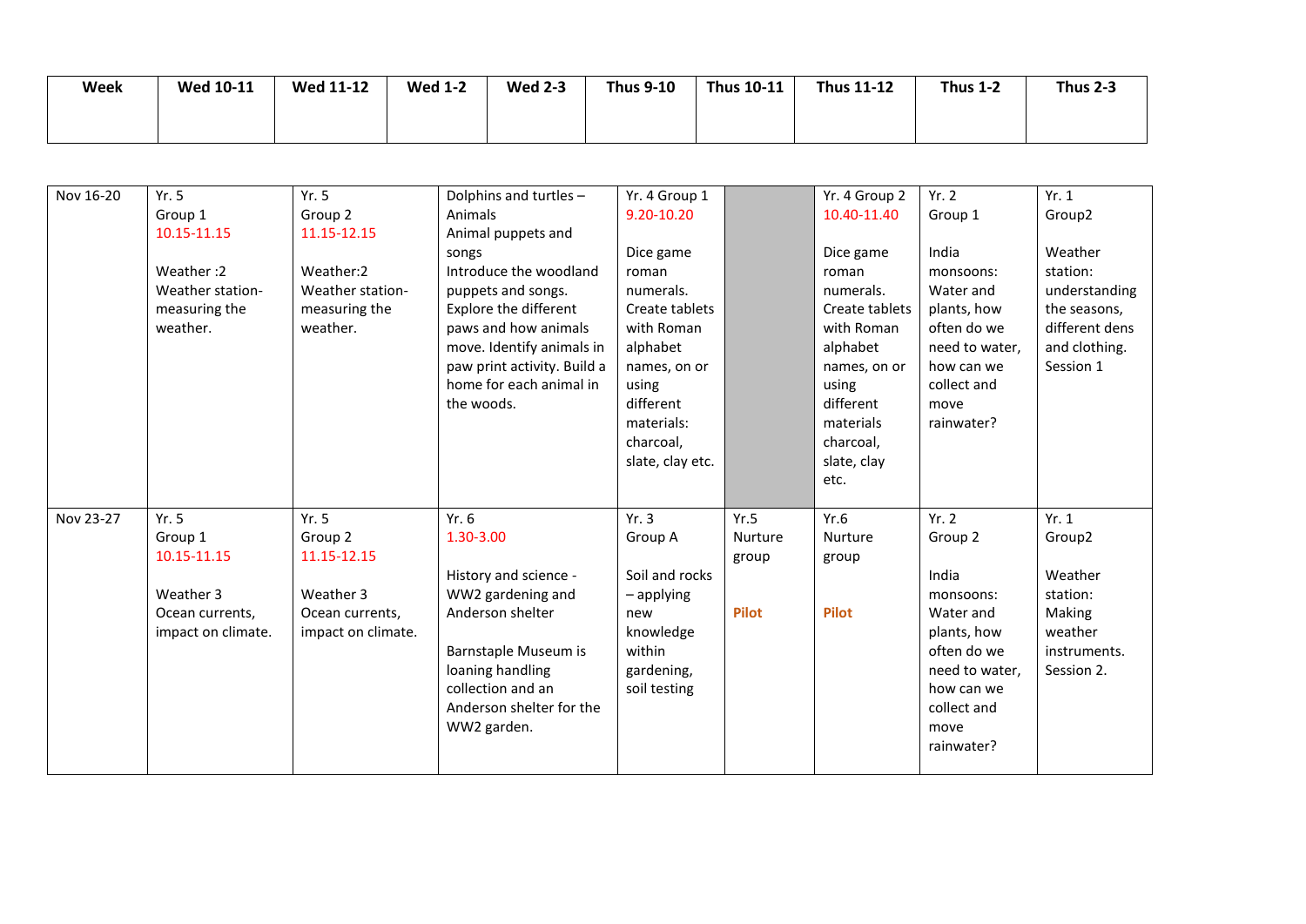| Week | Wed 10-11 | Wed 11-12 | Wed 1-2 | Wed 2-3 | Thus 9-10 | Thus 10-11 | Thus 11-12 | Thus 1-2 | Thus 2-3 |
|---|---|---|---|---|---|---|---|---|---|
| Nov 16-20 | Yr. 5 Group 1 10.15-11.15 Weather :2 Weather station- measuring the weather. | Yr. 5 Group 2 11.15-12.15 Weather:2 Weather station- measuring the weather. | Dolphins and turtles – Animals Animal puppets and songs Introduce the woodland puppets and songs. Explore the different paws and how animals move. Identify animals in paw print activity. Build a home for each animal in the woods. | | Yr. 4 Group 1 9.20-10.20 Dice game roman numerals. Create tablets with Roman alphabet names, on or using different materials: charcoal, slate, clay etc. | | Yr. 4 Group 2 10.40-11.40 Dice game roman numerals. Create tablets with Roman alphabet names, on or using different materials charcoal, slate, clay etc. | Yr. 2 Group 1 India monsoons: Water and plants, how often do we need to water, how can we collect and move rainwater? | Yr. 1 Group2 Weather station: understanding the seasons, different dens and clothing. Session 1 |
| Nov 23-27 | Yr. 5 Group 1 10.15-11.15 Weather 3 Ocean currents, impact on climate. | Yr. 5 Group 2 11.15-12.15 Weather 3 Ocean currents, impact on climate. | Yr. 6 1.30-3.00 History and science - WW2 gardening and Anderson shelter Barnstaple Museum is loaning handling collection and an Anderson shelter for the WW2 garden. | | Yr. 3 Group A Soil and rocks – applying new knowledge within gardening, soil testing | Yr.5 Nurture group **Pilot** | Yr.6 Nurture group **Pilot** | Yr. 2 Group 2 India monsoons: Water and plants, how often do we need to water, how can we collect and move rainwater? | Yr. 1 Group2 Weather station: Making weather instruments. Session 2. |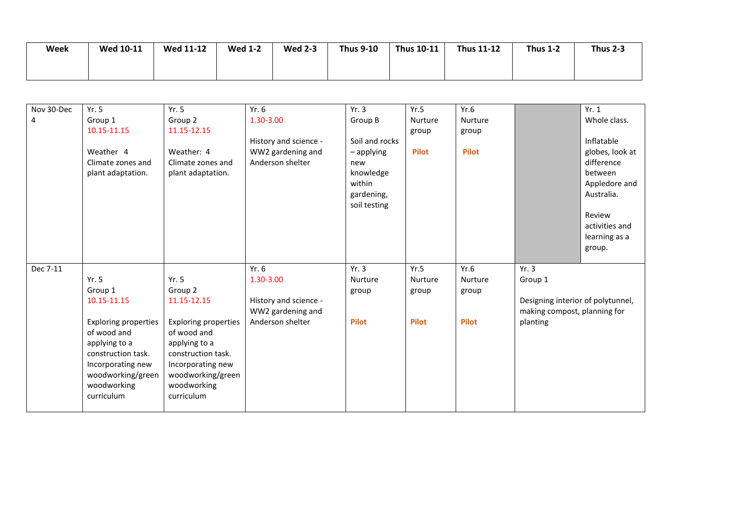| Week | Wed 10-11 | Wed 11-12 | Wed 1-2 | Wed 2-3 | Thus 9-10 | Thus 10-11 | Thus 11-12 | Thus 1-2 | Thus 2-3 |
|---|---|---|---|---|---|---|---|---|---|
| Nov 30-Dec 4 | Yr. 5<br>Group 1<br>10.15-11.15<br><br>Weather 4<br>Climate zones and plant adaptation. | Yr. 5<br>Group 2<br>11.15-12.15<br><br>Weather: 4<br>Climate zones and plant adaptation. | Yr. 6<br>1.30-3.00<br><br>History and science - WW2 gardening and Anderson shelter | | Yr. 3<br>Group B<br><br>Soil and rocks – applying new knowledge within gardening, soil testing | Yr.5<br>Nurture group<br><br>**Pilot** | Yr.6<br>Nurture group<br><br>**Pilot** | | Yr. 1<br>Whole class.<br><br>Inflatable globes, look at difference between Appledore and Australia.<br><br>Review activities and learning as a group. |
| Dec 7-11 | Yr. 5<br>Group 1<br>10.15-11.15<br><br>Exploring properties of wood and applying to a construction task. Incorporating new woodworking/green woodworking curriculum | Yr. 5<br>Group 2<br>11.15-12.15<br><br>Exploring properties of wood and applying to a construction task. Incorporating new woodworking/green woodworking curriculum | Yr. 6<br>1.30-3.00<br><br>History and science - WW2 gardening and Anderson shelter | | Yr. 3<br>Nurture group<br><br>**Pilot** | Yr.5<br>Nurture group<br><br>**Pilot** | Yr.6<br>Nurture group<br><br>**Pilot** | Yr. 3<br>Group 1<br><br>Designing interior of polytunnel, making compost, planning for planting | |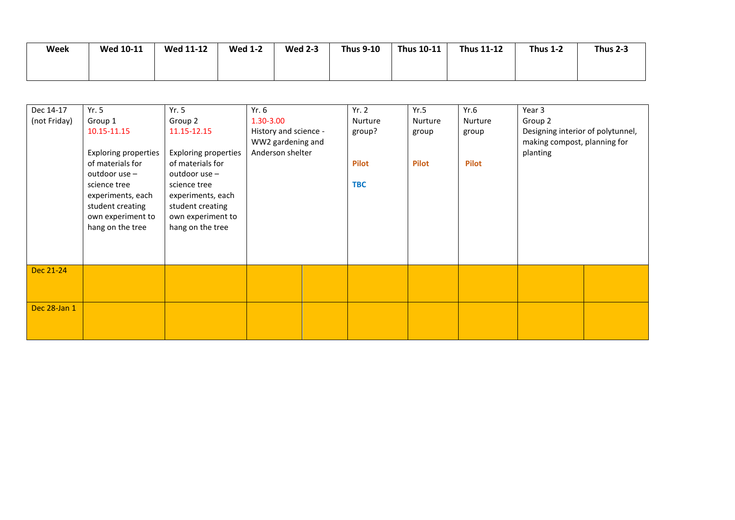| Week | Wed 10-11 | Wed 11-12 | Wed 1-2 | Wed 2-3 | Thus 9-10 | Thus 10-11 | Thus 11-12 | Thus 1-2 | Thus 2-3 |
|---|---|---|---|---|---|---|---|---|---|
| Dec 14-17 (not Friday) | Yr. 5 Group 1 10.15-11.15<br><br>Exploring properties of materials for outdoor use – science tree experiments, each student creating own experiment to hang on the tree | Yr. 5 Group 2 11.15-12.15<br><br>Exploring properties of materials for outdoor use – science tree experiments, each student creating own experiment to hang on the tree | Yr. 6 1.30-3.00 History and science - WW2 gardening and Anderson shelter | | Yr. 2 Nurture group?<br><br>**Pilot**<br><br>**TBC** | Yr.5 Nurture group<br><br>**Pilot** | Yr.6 Nurture group<br><br>**Pilot** | Year 3 Group 2 Designing interior of polytunnel, making compost, planning for planting | |
| Dec 21-24 | | | | | | | | | |
| Dec 28-Jan 1 | | | | | | | | | |